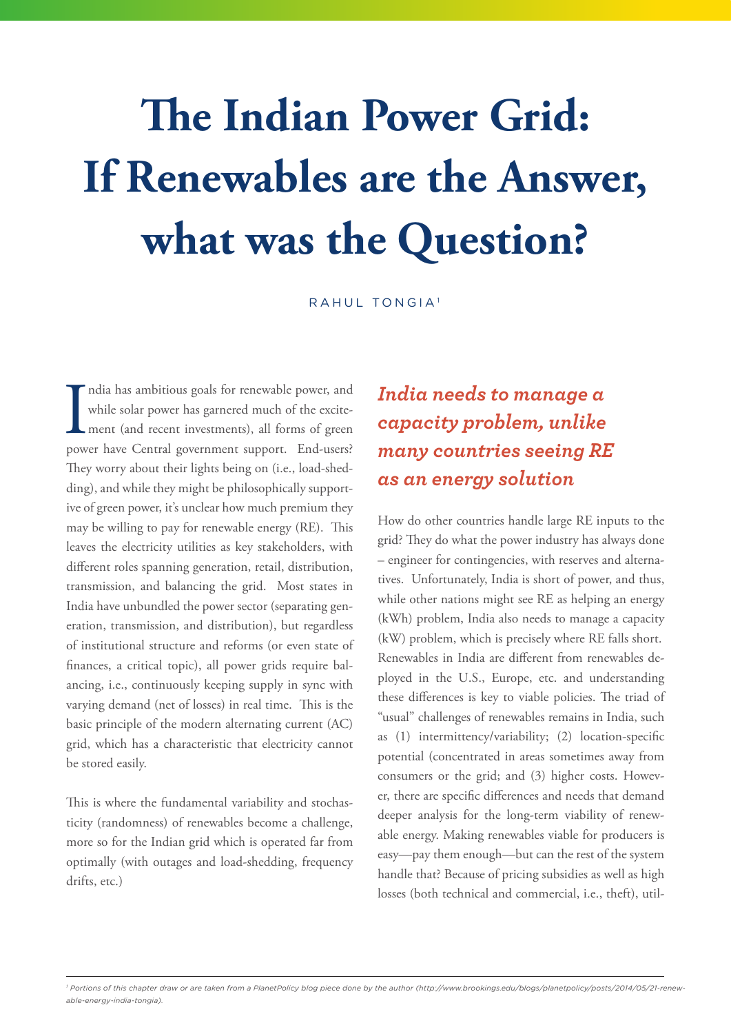# The Indian Power Grid: If Renewables are the Answer, what was the Question?

RAHUL TONGIA[1]

India has ambitious goals for renewable power, and while solar power has garnered much of the excitement (and recent investments), all forms of green power have Central government support. End-users? They worry about their lights being on (i.e., load-shedding), and while they might be philosophically supportive of green power, it's unclear how much premium they may be willing to pay for renewable energy (RE). This leaves the electricity utilities as key stakeholders, with different roles spanning generation, retail, distribution, transmission, and balancing the grid. Most states in India have unbundled the power sector (separating generation, transmission, and distribution), but regardless of institutional structure and reforms (or even state of finances, a critical topic), all power grids require balancing, i.e., continuously keeping supply in sync with varying demand (net of losses) in real time. This is the basic principle of the modern alternating current (AC) grid, which has a characteristic that electricity cannot be stored easily.

This is where the fundamental variability and stochasticity (randomness) of renewables become a challenge, more so for the Indian grid which is operated far from optimally (with outages and load-shedding, frequency drifts, etc.)

*India needs to manage a capacity problem, unlike many countries seeing RE as an energy solution*

How do other countries handle large RE inputs to the grid? They do what the power industry has always done – engineer for contingencies, with reserves and alternatives. Unfortunately, India is short of power, and thus, while other nations might see RE as helping an energy (kWh) problem, India also needs to manage a capacity (kW) problem, which is precisely where RE falls short. Renewables in India are different from renewables deployed in the U.S., Europe, etc. and understanding these differences is key to viable policies. The triad of "usual" challenges of renewables remains in India, such as (1) intermittency/variability; (2) location-specific potential (concentrated in areas sometimes away from consumers or the grid; and (3) higher costs. However, there are specific differences and needs that demand deeper analysis for the long-term viability of renewable energy. Making renewables viable for producers is easy—pay them enough—but can the rest of the system handle that? Because of pricing subsidies as well as high losses (both technical and commercial, i.e., theft), util-

[1] *Portions of this chapter draw or are taken from a PlanetPolicy blog piece done by the author (http://www.brookings.edu/blogs/planetpolicy/posts/2014/05/21-renewable-energy-india-tongia).*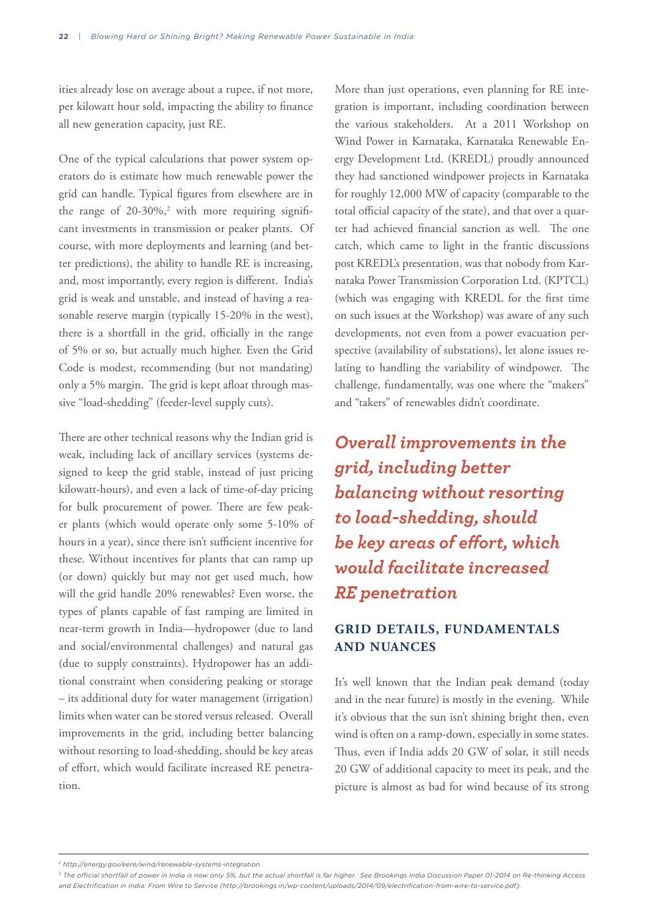ities already lose on average about a rupee, if not more, per kilowatt hour sold, impacting the ability to finance all new generation capacity, just RE.

One of the typical calculations that power system operators do is estimate how much renewable power the grid can handle. Typical figures from elsewhere are in the range of 20-30%,[2] with more requiring significant investments in transmission or peaker plants. Of course, with more deployments and learning (and better predictions), the ability to handle RE is increasing, and, most importantly, every region is different. India's grid is weak and unstable, and instead of having a reasonable reserve margin (typically 15-20% in the west), there is a shortfall in the grid, officially in the range of 5% or so, but actually much higher. Even the Grid Code is modest, recommending (but not mandating) only a 5% margin. The grid is kept afloat through massive "load-shedding" (feeder-level supply cuts).

There are other technical reasons why the Indian grid is weak, including lack of ancillary services (systems designed to keep the grid stable, instead of just pricing kilowatt-hours), and even a lack of time-of-day pricing for bulk procurement of power. There are few peaker plants (which would operate only some 5-10% of hours in a year), since there isn't sufficient incentive for these. Without incentives for plants that can ramp up (or down) quickly but may not get used much, how will the grid handle 20% renewables? Even worse, the types of plants capable of fast ramping are limited in near-term growth in India—hydropower (due to land and social/environmental challenges) and natural gas (due to supply constraints). Hydropower has an additional constraint when considering peaking or storage – its additional duty for water management (irrigation) limits when water can be stored versus released. Overall improvements in the grid, including better balancing without resorting to load-shedding, should be key areas of effort, which would facilitate increased RE penetration.

More than just operations, even planning for RE integration is important, including coordination between the various stakeholders. At a 2011 Workshop on Wind Power in Karnataka, Karnataka Renewable Energy Development Ltd. (KREDL) proudly announced they had sanctioned windpower projects in Karnataka for roughly 12,000 MW of capacity (comparable to the total official capacity of the state), and that over a quarter had achieved financial sanction as well. The one catch, which came to light in the frantic discussions post KREDL's presentation, was that nobody from Karnataka Power Transmission Corporation Ltd. (KPTCL) (which was engaging with KREDL for the first time on such issues at the Workshop) was aware of any such developments, not even from a power evacuation perspective (availability of substations), let alone issues relating to handling the variability of windpower. The challenge, fundamentally, was one where the "makers" and "takers" of renewables didn't coordinate.

> ***Overall improvements in the grid, including better balancing without resorting to load-shedding, should be key areas of effort, which would facilitate increased RE penetration***

## GRID DETAILS, FUNDAMENTALS AND NUANCES

It's well known that the Indian peak demand (today and in the near future) is mostly in the evening. While it's obvious that the sun isn't shining bright then, even wind is often on a ramp-down, especially in some states. Thus, even if India adds 20 GW of solar, it still needs 20 GW of additional capacity to meet its peak, and the picture is almost as bad for wind because of its strong

---

[2] http://energy.gov/eere/wind/renewable-systems-integration.

[3] The official shortfall of power in India is now only 5%, but the actual shortfall is far higher. See Brookings India Discussion Paper 01-2014 on Re-thinking Access and Electrification in India: From Wire to Service (http://brookings.in/wp-content/uploads/2014/09/electrification-from-wire-to-service.pdf).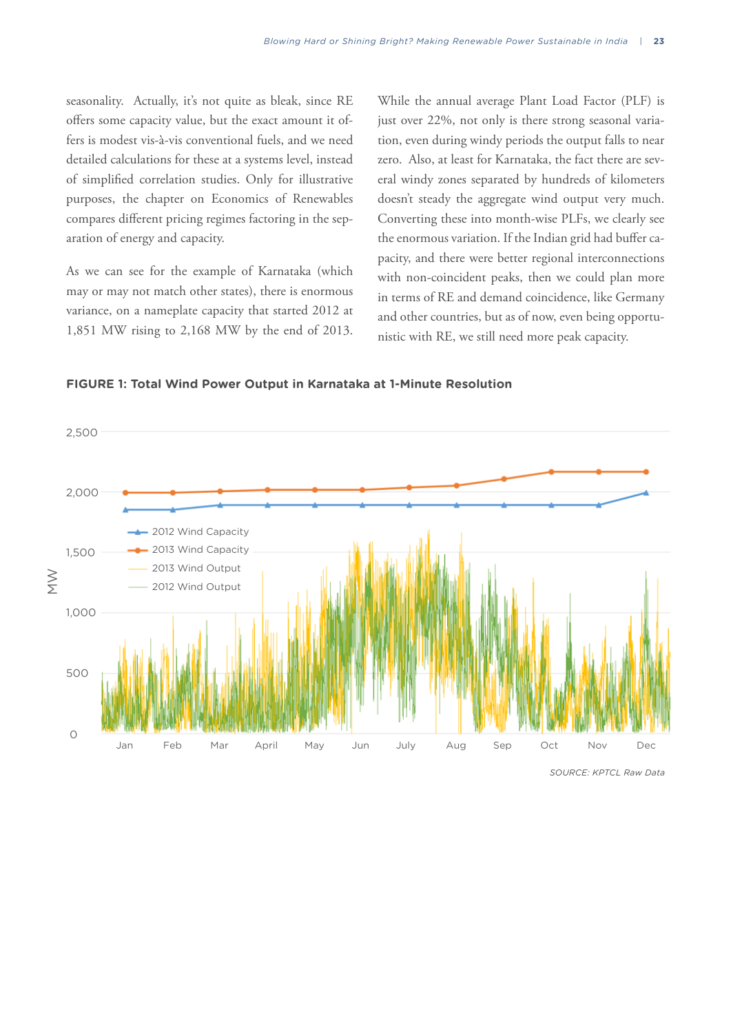seasonality. Actually, it's not quite as bleak, since RE offers some capacity value, but the exact amount it offers is modest vis-à-vis conventional fuels, and we need detailed calculations for these at a systems level, instead of simplified correlation studies. Only for illustrative purposes, the chapter on Economics of Renewables compares different pricing regimes factoring in the separation of energy and capacity.

As we can see for the example of Karnataka (which may or may not match other states), there is enormous variance, on a nameplate capacity that started 2012 at 1,851 MW rising to 2,168 MW by the end of 2013. While the annual average Plant Load Factor (PLF) is just over 22%, not only is there strong seasonal variation, even during windy periods the output falls to near zero. Also, at least for Karnataka, the fact there are several windy zones separated by hundreds of kilometers doesn't steady the aggregate wind output very much. Converting these into month-wise PLFs, we clearly see the enormous variation. If the Indian grid had buffer capacity, and there were better regional interconnections with non-coincident peaks, then we could plan more in terms of RE and demand coincidence, like Germany and other countries, but as of now, even being opportunistic with RE, we still need more peak capacity.

**FIGURE 1: Total Wind Power Output in Karnataka at 1-Minute Resolution**

*SOURCE: KPTCL Raw Data*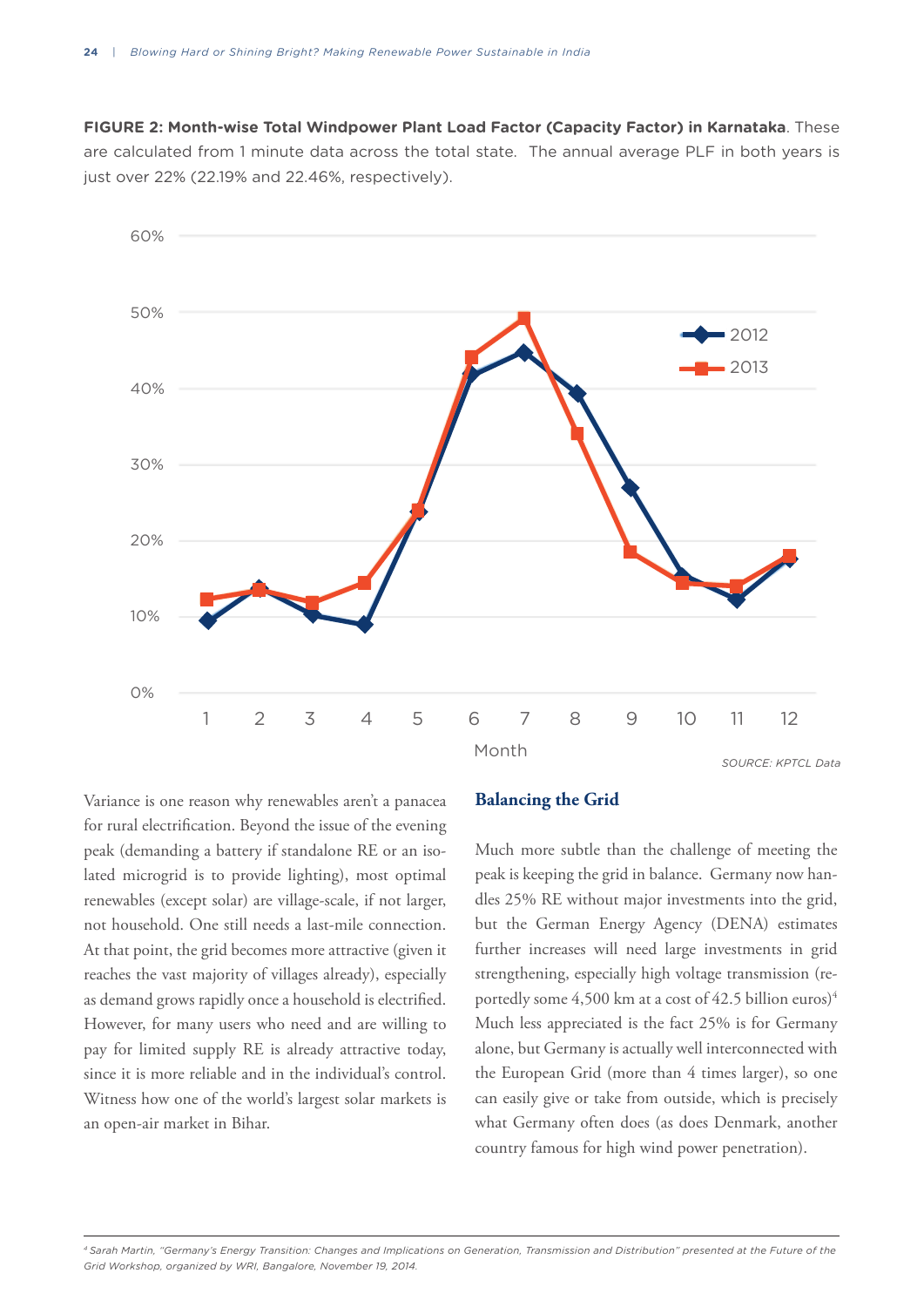**FIGURE 2: Month-wise Total Windpower Plant Load Factor (Capacity Factor) in Karnataka**. These are calculated from 1 minute data across the total state. The annual average PLF in both years is just over 22% (22.19% and 22.46%, respectively).

*SOURCE: KPTCL Data*

Variance is one reason why renewables aren't a panacea for rural electrification. Beyond the issue of the evening peak (demanding a battery if standalone RE or an isolated microgrid is to provide lighting), most optimal renewables (except solar) are village-scale, if not larger, not household. One still needs a last-mile connection. At that point, the grid becomes more attractive (given it reaches the vast majority of villages already), especially as demand grows rapidly once a household is electrified. However, for many users who need and are willing to pay for limited supply RE is already attractive today, since it is more reliable and in the individual's control. Witness how one of the world's largest solar markets is an open-air market in Bihar.

## Balancing the Grid

Much more subtle than the challenge of meeting the peak is keeping the grid in balance. Germany now handles 25% RE without major investments into the grid, but the German Energy Agency (DENA) estimates further increases will need large investments in grid strengthening, especially high voltage transmission (reportedly some 4,500 km at a cost of 42.5 billion euros)[4] Much less appreciated is the fact 25% is for Germany alone, but Germany is actually well interconnected with the European Grid (more than 4 times larger), so one can easily give or take from outside, which is precisely what Germany often does (as does Denmark, another country famous for high wind power penetration).

---

[4] *Sarah Martin, "Germany's Energy Transition: Changes and Implications on Generation, Transmission and Distribution" presented at the Future of the Grid Workshop, organized by WRI, Bangalore, November 19, 2014.*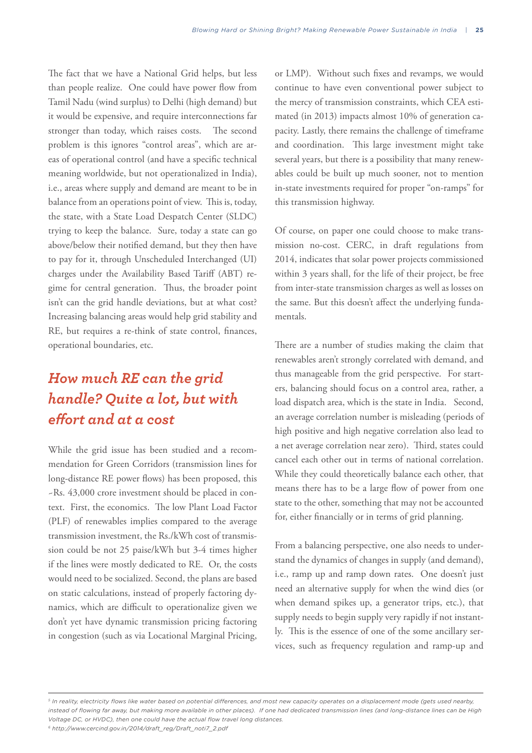The fact that we have a National Grid helps, but less than people realize. One could have power flow from Tamil Nadu (wind surplus) to Delhi (high demand) but it would be expensive, and require interconnections far stronger than today, which raises costs. The second problem is this ignores "control areas", which are areas of operational control (and have a specific technical meaning worldwide, but not operationalized in India), i.e., areas where supply and demand are meant to be in balance from an operations point of view. This is, today, the state, with a State Load Despatch Center (SLDC) trying to keep the balance. Sure, today a state can go above/below their notified demand, but they then have to pay for it, through Unscheduled Interchanged (UI) charges under the Availability Based Tariff (ABT) regime for central generation. Thus, the broader point isn't can the grid handle deviations, but at what cost? Increasing balancing areas would help grid stability and RE, but requires a re-think of state control, finances, operational boundaries, etc.

## *How much RE can the grid handle? Quite a lot, but with effort and at a cost*

While the grid issue has been studied and a recommendation for Green Corridors (transmission lines for long-distance RE power flows) has been proposed, this ~Rs. 43,000 crore investment should be placed in context. First, the economics. The low Plant Load Factor (PLF) of renewables implies compared to the average transmission investment, the Rs./kWh cost of transmission could be not 25 paise/kWh but 3-4 times higher if the lines were mostly dedicated to RE. Or, the costs would need to be socialized. Second, the plans are based on static calculations, instead of properly factoring dynamics, which are difficult to operationalize given we don't yet have dynamic transmission pricing factoring in congestion (such as via Locational Marginal Pricing, or LMP). Without such fixes and revamps, we would continue to have even conventional power subject to the mercy of transmission constraints, which CEA estimated (in 2013) impacts almost 10% of generation capacity. Lastly, there remains the challenge of timeframe and coordination. This large investment might take several years, but there is a possibility that many renewables could be built up much sooner, not to mention in-state investments required for proper "on-ramps" for this transmission highway.

Of course, on paper one could choose to make transmission no-cost. CERC, in draft regulations from 2014, indicates that solar power projects commissioned within 3 years shall, for the life of their project, be free from inter-state transmission charges as well as losses on the same. But this doesn't affect the underlying fundamentals.

There are a number of studies making the claim that renewables aren't strongly correlated with demand, and thus manageable from the grid perspective. For starters, balancing should focus on a control area, rather, a load dispatch area, which is the state in India. Second, an average correlation number is misleading (periods of high positive and high negative correlation also lead to a net average correlation near zero). Third, states could cancel each other out in terms of national correlation. While they could theoretically balance each other, that means there has to be a large flow of power from one state to the other, something that may not be accounted for, either financially or in terms of grid planning.

From a balancing perspective, one also needs to understand the dynamics of changes in supply (and demand), i.e., ramp up and ramp down rates. One doesn't just need an alternative supply for when the wind dies (or when demand spikes up, a generator trips, etc.), that supply needs to begin supply very rapidly if not instantly. This is the essence of one of the some ancillary services, such as frequency regulation and ramp-up and

---

[5] *In reality, electricity flows like water based on potential differences, and most new capacity operates on a displacement mode (gets used nearby, instead of flowing far away, but making more available in other places). If one had dedicated transmission lines (and long-distance lines can be High Voltage DC, or HVDC), then one could have the actual flow travel long distances.*

[6] *http://www.cercind.gov.in/2014/draft_reg/Draft_noti7_2.pdf*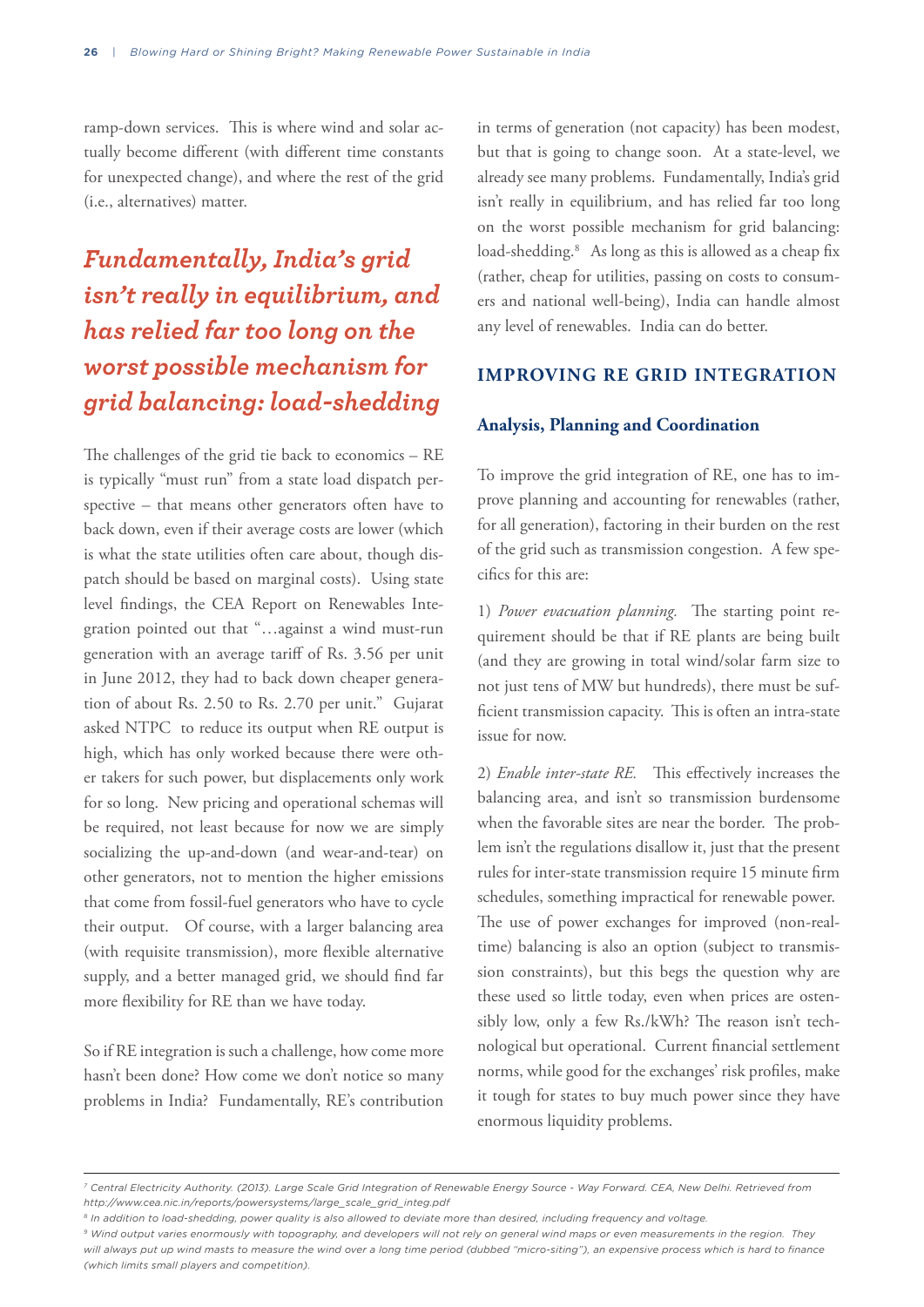ramp-down services. This is where wind and solar actually become different (with different time constants for unexpected change), and where the rest of the grid (i.e., alternatives) matter.

> ***Fundamentally, India's grid isn't really in equilibrium, and has relied far too long on the worst possible mechanism for grid balancing: load-shedding***

The challenges of the grid tie back to economics – RE is typically "must run" from a state load dispatch perspective – that means other generators often have to back down, even if their average costs are lower (which is what the state utilities often care about, though dispatch should be based on marginal costs). Using state level findings, the CEA Report on Renewables Integration pointed out that "…against a wind must-run generation with an average tariff of Rs. 3.56 per unit in June 2012, they had to back down cheaper generation of about Rs. 2.50 to Rs. 2.70 per unit." Gujarat asked NTPC to reduce its output when RE output is high, which has only worked because there were other takers for such power, but displacements only work for so long. New pricing and operational schemas will be required, not least because for now we are simply socializing the up-and-down (and wear-and-tear) on other generators, not to mention the higher emissions that come from fossil-fuel generators who have to cycle their output. Of course, with a larger balancing area (with requisite transmission), more flexible alternative supply, and a better managed grid, we should find far more flexibility for RE than we have today.

So if RE integration is such a challenge, how come more hasn't been done? How come we don't notice so many problems in India? Fundamentally, RE's contribution in terms of generation (not capacity) has been modest, but that is going to change soon. At a state-level, we already see many problems. Fundamentally, India's grid isn't really in equilibrium, and has relied far too long on the worst possible mechanism for grid balancing: load-shedding.[8] As long as this is allowed as a cheap fix (rather, cheap for utilities, passing on costs to consumers and national well-being), India can handle almost any level of renewables. India can do better.

## IMPROVING RE GRID INTEGRATION

### Analysis, Planning and Coordination

To improve the grid integration of RE, one has to improve planning and accounting for renewables (rather, for all generation), factoring in their burden on the rest of the grid such as transmission congestion. A few specifics for this are:

1) *Power evacuation planning.* The starting point requirement should be that if RE plants are being built (and they are growing in total wind/solar farm size to not just tens of MW but hundreds), there must be sufficient transmission capacity. This is often an intra-state issue for now.

2) *Enable inter-state RE.* This effectively increases the balancing area, and isn't so transmission burdensome when the favorable sites are near the border. The problem isn't the regulations disallow it, just that the present rules for inter-state transmission require 15 minute firm schedules, something impractical for renewable power. The use of power exchanges for improved (non-real-time) balancing is also an option (subject to transmission constraints), but this begs the question why are these used so little today, even when prices are ostensibly low, only a few Rs./kWh? The reason isn't technological but operational. Current financial settlement norms, while good for the exchanges' risk profiles, make it tough for states to buy much power since they have enormous liquidity problems.

---

[7] Central Electricity Authority. (2013). Large Scale Grid Integration of Renewable Energy Source - Way Forward. CEA, New Delhi. Retrieved from http://www.cea.nic.in/reports/powersystems/large_scale_grid_integ.pdf

[8] In addition to load-shedding, power quality is also allowed to deviate more than desired, including frequency and voltage.

[9] Wind output varies enormously with topography, and developers will not rely on general wind maps or even measurements in the region. They will always put up wind masts to measure the wind over a long time period (dubbed "micro-siting"), an expensive process which is hard to finance (which limits small players and competition).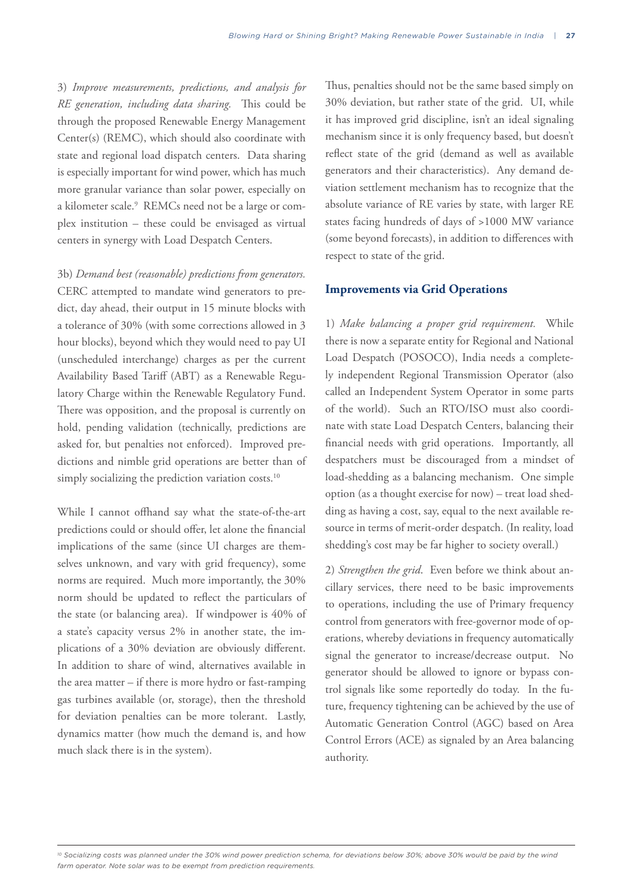3) *Improve measurements, predictions, and analysis for RE generation, including data sharing.* This could be through the proposed Renewable Energy Management Center(s) (REMC), which should also coordinate with state and regional load dispatch centers. Data sharing is especially important for wind power, which has much more granular variance than solar power, especially on a kilometer scale.[9] REMCs need not be a large or complex institution – these could be envisaged as virtual centers in synergy with Load Despatch Centers.

3b) *Demand best (reasonable) predictions from generators.* CERC attempted to mandate wind generators to predict, day ahead, their output in 15 minute blocks with a tolerance of 30% (with some corrections allowed in 3 hour blocks), beyond which they would need to pay UI (unscheduled interchange) charges as per the current Availability Based Tariff (ABT) as a Renewable Regulatory Charge within the Renewable Regulatory Fund. There was opposition, and the proposal is currently on hold, pending validation (technically, predictions are asked for, but penalties not enforced). Improved predictions and nimble grid operations are better than of simply socializing the prediction variation costs.[10]

While I cannot offhand say what the state-of-the-art predictions could or should offer, let alone the financial implications of the same (since UI charges are themselves unknown, and vary with grid frequency), some norms are required. Much more importantly, the 30% norm should be updated to reflect the particulars of the state (or balancing area). If windpower is 40% of a state's capacity versus 2% in another state, the implications of a 30% deviation are obviously different. In addition to share of wind, alternatives available in the area matter – if there is more hydro or fast-ramping gas turbines available (or, storage), then the threshold for deviation penalties can be more tolerant. Lastly, dynamics matter (how much the demand is, and how much slack there is in the system).

Thus, penalties should not be the same based simply on 30% deviation, but rather state of the grid. UI, while it has improved grid discipline, isn't an ideal signaling mechanism since it is only frequency based, but doesn't reflect state of the grid (demand as well as available generators and their characteristics). Any demand deviation settlement mechanism has to recognize that the absolute variance of RE varies by state, with larger RE states facing hundreds of days of >1000 MW variance (some beyond forecasts), in addition to differences with respect to state of the grid.

### Improvements via Grid Operations

1) *Make balancing a proper grid requirement.* While there is now a separate entity for Regional and National Load Despatch (POSOCO), India needs a completely independent Regional Transmission Operator (also called an Independent System Operator in some parts of the world). Such an RTO/ISO must also coordinate with state Load Despatch Centers, balancing their financial needs with grid operations. Importantly, all despatchers must be discouraged from a mindset of load-shedding as a balancing mechanism. One simple option (as a thought exercise for now) – treat load shedding as having a cost, say, equal to the next available resource in terms of merit-order despatch. (In reality, load shedding's cost may be far higher to society overall.)

2) *Strengthen the grid*. Even before we think about ancillary services, there need to be basic improvements to operations, including the use of Primary frequency control from generators with free-governor mode of operations, whereby deviations in frequency automatically signal the generator to increase/decrease output. No generator should be allowed to ignore or bypass control signals like some reportedly do today. In the future, frequency tightening can be achieved by the use of Automatic Generation Control (AGC) based on Area Control Errors (ACE) as signaled by an Area balancing authority.

---

[10] Socializing costs was planned under the 30% wind power prediction schema, for deviations below 30%; above 30% would be paid by the wind farm operator. Note solar was to be exempt from prediction requirements.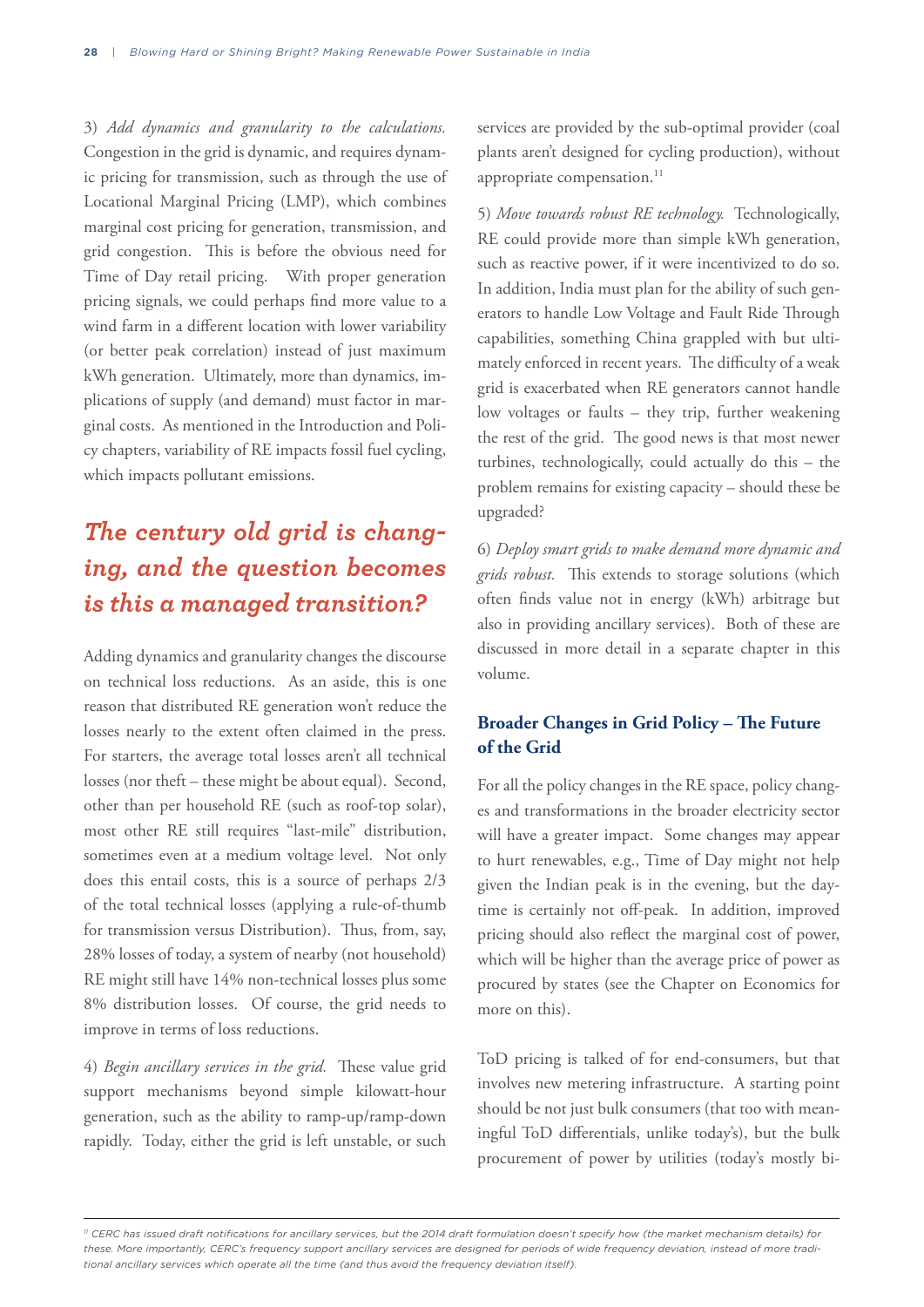3) *Add dynamics and granularity to the calculations.* Congestion in the grid is dynamic, and requires dynamic pricing for transmission, such as through the use of Locational Marginal Pricing (LMP), which combines marginal cost pricing for generation, transmission, and grid congestion. This is before the obvious need for Time of Day retail pricing. With proper generation pricing signals, we could perhaps find more value to a wind farm in a different location with lower variability (or better peak correlation) instead of just maximum kWh generation. Ultimately, more than dynamics, implications of supply (and demand) must factor in marginal costs. As mentioned in the Introduction and Policy chapters, variability of RE impacts fossil fuel cycling, which impacts pollutant emissions.

## *The century old grid is changing, and the question becomes is this a managed transition?*

Adding dynamics and granularity changes the discourse on technical loss reductions. As an aside, this is one reason that distributed RE generation won't reduce the losses nearly to the extent often claimed in the press. For starters, the average total losses aren't all technical losses (nor theft – these might be about equal). Second, other than per household RE (such as roof-top solar), most other RE still requires "last-mile" distribution, sometimes even at a medium voltage level. Not only does this entail costs, this is a source of perhaps 2/3 of the total technical losses (applying a rule-of-thumb for transmission versus Distribution). Thus, from, say, 28% losses of today, a system of nearby (not household) RE might still have 14% non-technical losses plus some 8% distribution losses. Of course, the grid needs to improve in terms of loss reductions.

4) *Begin ancillary services in the grid.* These value grid support mechanisms beyond simple kilowatt-hour generation, such as the ability to ramp-up/ramp-down rapidly. Today, either the grid is left unstable, or such services are provided by the sub-optimal provider (coal plants aren't designed for cycling production), without appropriate compensation.[11]

5) *Move towards robust RE technology.* Technologically, RE could provide more than simple kWh generation, such as reactive power, if it were incentivized to do so. In addition, India must plan for the ability of such generators to handle Low Voltage and Fault Ride Through capabilities, something China grappled with but ultimately enforced in recent years. The difficulty of a weak grid is exacerbated when RE generators cannot handle low voltages or faults – they trip, further weakening the rest of the grid. The good news is that most newer turbines, technologically, could actually do this – the problem remains for existing capacity – should these be upgraded?

6) *Deploy smart grids to make demand more dynamic and grids robust.* This extends to storage solutions (which often finds value not in energy (kWh) arbitrage but also in providing ancillary services). Both of these are discussed in more detail in a separate chapter in this volume.

### Broader Changes in Grid Policy – The Future of the Grid

For all the policy changes in the RE space, policy changes and transformations in the broader electricity sector will have a greater impact. Some changes may appear to hurt renewables, e.g., Time of Day might not help given the Indian peak is in the evening, but the daytime is certainly not off-peak. In addition, improved pricing should also reflect the marginal cost of power, which will be higher than the average price of power as procured by states (see the Chapter on Economics for more on this).

ToD pricing is talked of for end-consumers, but that involves new metering infrastructure. A starting point should be not just bulk consumers (that too with meaningful ToD differentials, unlike today's), but the bulk procurement of power by utilities (today's mostly bi-

---

[11] *CERC has issued draft notifications for ancillary services, but the 2014 draft formulation doesn't specify how (the market mechanism details) for these. More importantly, CERC's frequency support ancillary services are designed for periods of wide frequency deviation, instead of more traditional ancillary services which operate all the time (and thus avoid the frequency deviation itself).*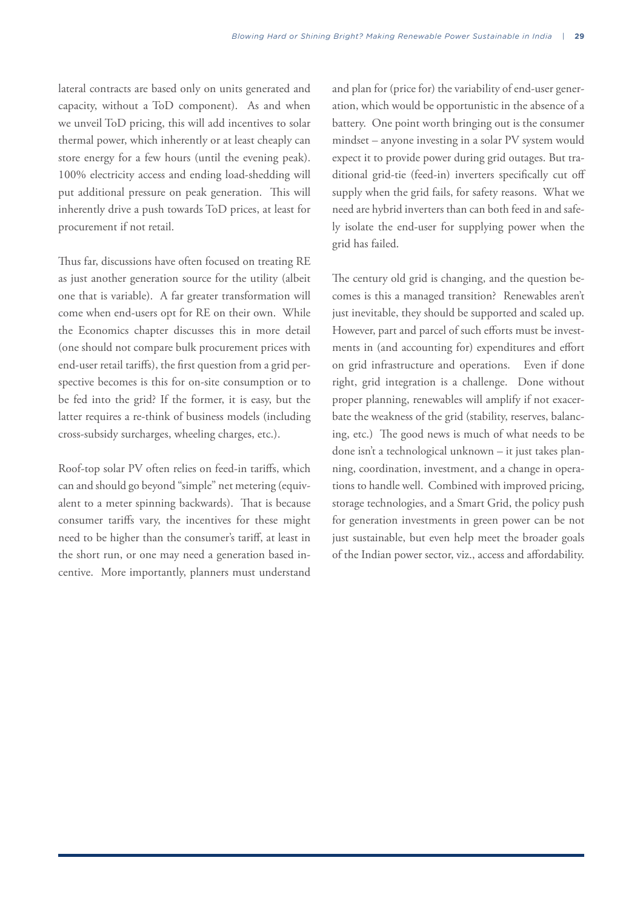lateral contracts are based only on units generated and capacity, without a ToD component). As and when we unveil ToD pricing, this will add incentives to solar thermal power, which inherently or at least cheaply can store energy for a few hours (until the evening peak). 100% electricity access and ending load-shedding will put additional pressure on peak generation. This will inherently drive a push towards ToD prices, at least for procurement if not retail.

Thus far, discussions have often focused on treating RE as just another generation source for the utility (albeit one that is variable). A far greater transformation will come when end-users opt for RE on their own. While the Economics chapter discusses this in more detail (one should not compare bulk procurement prices with end-user retail tariffs), the first question from a grid perspective becomes is this for on-site consumption or to be fed into the grid? If the former, it is easy, but the latter requires a re-think of business models (including cross-subsidy surcharges, wheeling charges, etc.).

Roof-top solar PV often relies on feed-in tariffs, which can and should go beyond "simple" net metering (equivalent to a meter spinning backwards). That is because consumer tariffs vary, the incentives for these might need to be higher than the consumer's tariff, at least in the short run, or one may need a generation based incentive. More importantly, planners must understand and plan for (price for) the variability of end-user generation, which would be opportunistic in the absence of a battery. One point worth bringing out is the consumer mindset – anyone investing in a solar PV system would expect it to provide power during grid outages. But traditional grid-tie (feed-in) inverters specifically cut off supply when the grid fails, for safety reasons. What we need are hybrid inverters than can both feed in and safely isolate the end-user for supplying power when the grid has failed.

The century old grid is changing, and the question becomes is this a managed transition? Renewables aren't just inevitable, they should be supported and scaled up. However, part and parcel of such efforts must be investments in (and accounting for) expenditures and effort on grid infrastructure and operations. Even if done right, grid integration is a challenge. Done without proper planning, renewables will amplify if not exacerbate the weakness of the grid (stability, reserves, balancing, etc.) The good news is much of what needs to be done isn't a technological unknown – it just takes planning, coordination, investment, and a change in operations to handle well. Combined with improved pricing, storage technologies, and a Smart Grid, the policy push for generation investments in green power can be not just sustainable, but even help meet the broader goals of the Indian power sector, viz., access and affordability.